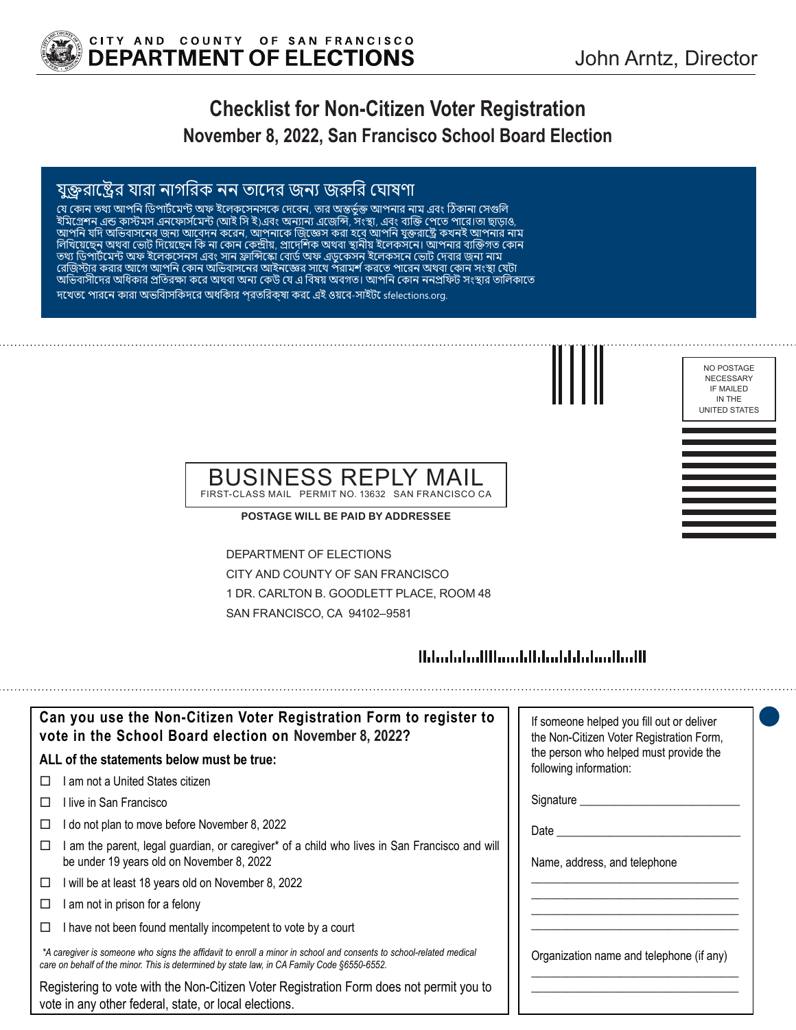CITY AND COUNTY OF SAN FRANCISCO
**DEPARTMENT OF ELECTIONS**

John Arntz, Director

# Checklist for Non-Citizen Voter Registration
## November 8, 2022, San Francisco School Board Election

### যুক্তরাষ্ট্রের যারা নাগরিক নন তাদের জন্য জরুরি ঘোষণা

যে কোন তথ্য আপনি ডিপার্টমেন্ট অফ ইলেকসেনসকে দেবেন, তার অন্তর্ভুক্ত আপনার নাম এবং ঠিকানা সেগুলি ইমিগ্রেশন এন্ড কাস্টমস এনফোর্সমেন্ট (আই সি ই)এবং অন্যান্য এজেন্সি, সংস্থা, এবং ব্যক্তি পেতে পারে।তা ছাড়াও, আপনি যদি অভিবাসনের জন্য আবেদন করেন, আপনাকে জিজ্ঞেস করা হবে আপনি যুক্তরাষ্ট্রে কখনই আপনার নাম লিখিয়েছেন অথবা ভোট দিয়েছেন কি না কোন কেন্দ্রীয়, প্রাদেশিক অথবা স্থানীয় ইলেকসনে। আপনার ব্যক্তিগত কোন তথ্য ডিপার্টমেন্ট অফ ইলেকসেনস এবং সান ফ্রান্সিস্কো বোর্ড অফ এডুকেসন ইলেকসনে ভোট দেবার জন্য নাম রেজিস্টার করার আগে আপনি কোন অভিবাসনের আইনজ্ঞের সাথে পরামর্শ করতে পারেন অথবা কোন সংস্থা যেটা অভিবাসীদের অধিকার প্রতিরক্ষা করে অথবা অন্য কেউ যে এ বিষয় অবগত। আপনি কোন ননপ্রফিট সংস্থার তালিকাতে দেখতে পারেন কারা অভিবাসিকদের অধিকার প্রতিরক্ষা করে এই ওয়েব-সাইটে sfelections.org.

NO POSTAGE NECESSARY IF MAILED IN THE UNITED STATES

BUSINESS REPLY MAIL
FIRST-CLASS MAIL PERMIT NO. 13632 SAN FRANCISCO CA

**POSTAGE WILL BE PAID BY ADDRESSEE**

DEPARTMENT OF ELECTIONS
CITY AND COUNTY OF SAN FRANCISCO
1 DR. CARLTON B. GOODLETT PLACE, ROOM 48
SAN FRANCISCO, CA 94102–9581

### Can you use the Non-Citizen Voter Registration Form to register to vote in the School Board election on November 8, 2022?

**ALL of the statements below must be true:**

- ☐ I am not a United States citizen
- ☐ I live in San Francisco
- ☐ I do not plan to move before November 8, 2022
- ☐ I am the parent, legal guardian, or caregiver* of a child who lives in San Francisco and will be under 19 years old on November 8, 2022
- ☐ I will be at least 18 years old on November 8, 2022
- ☐ I am not in prison for a felony
- ☐ I have not been found mentally incompetent to vote by a court

*\*A caregiver is someone who signs the affidavit to enroll a minor in school and consents to school-related medical care on behalf of the minor. This is determined by state law, in CA Family Code §6550-6552.*

Registering to vote with the Non-Citizen Voter Registration Form does not permit you to vote in any other federal, state, or local elections.

If someone helped you fill out or deliver the Non-Citizen Voter Registration Form, the person who helped must provide the following information:

Signature ___________________________

Date ___________________________

Name, address, and telephone

___________________________

___________________________

___________________________

___________________________

Organization name and telephone (if any)

___________________________

___________________________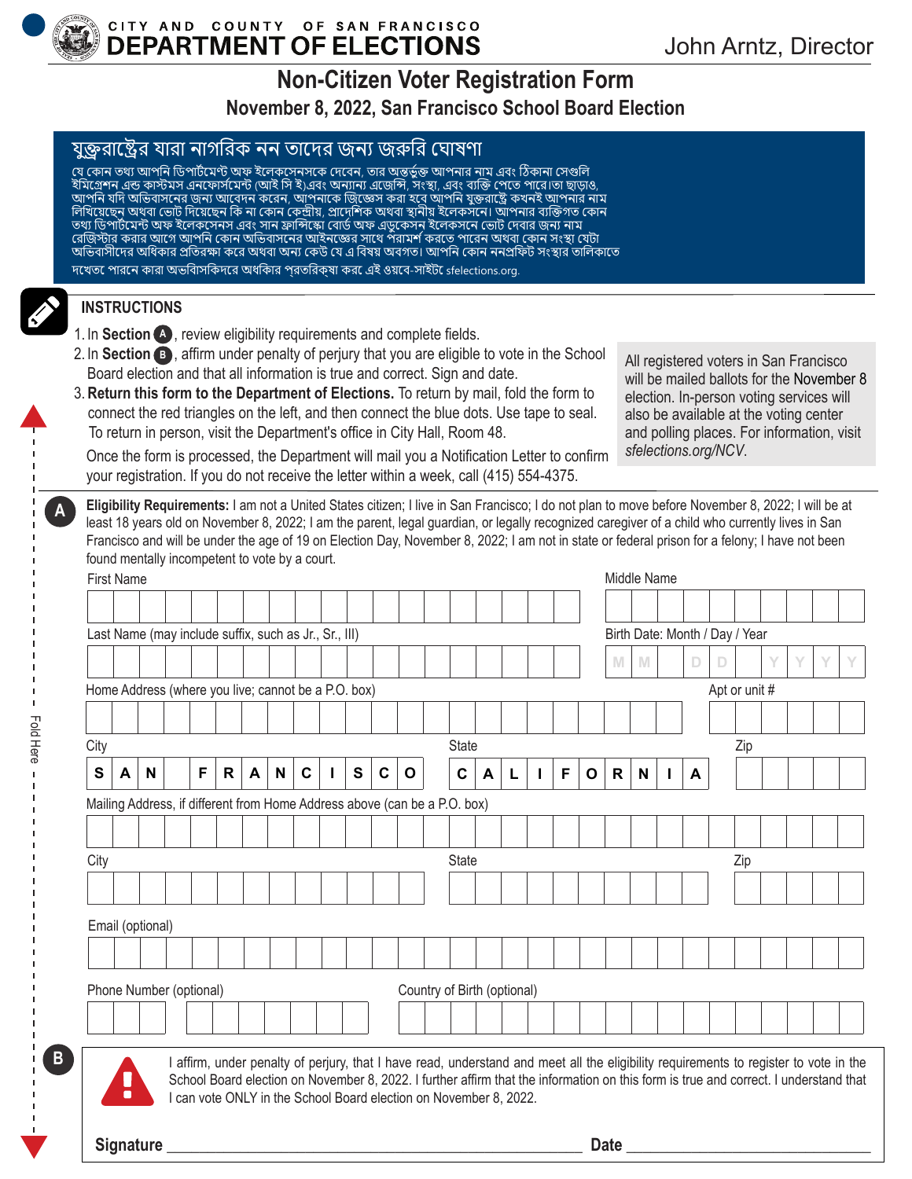CITY AND COUNTY OF SAN FRANCISCO
**DEPARTMENT OF ELECTIONS**

John Arntz, Director

# Non-Citizen Voter Registration Form

## November 8, 2022, San Francisco School Board Election

### যুক্তরাষ্ট্রের যারা নাগরিক নন তাদের জন্য জরুরি ঘোষণা

যে কোন তথ্য আপনি ডিপার্টমেন্ট অফ ইলেকসেনসকে দেবেন, তার অন্তর্ভুক্ত আপনার নাম এবং ঠিকানা সেগুলি ইমিগ্রেশন এন্ড কাস্টমস এনফোর্সমেন্ট (আই সি ই).এবং অন্যান্য এজেন্সি, সংস্থা, এবং ব্যক্তি পেতে পারে।তা ছাড়াও, আপনি যদি অভিবাসনের জন্য আবেদন করেন, আপনাকে জিজ্ঞেস করা হবে আপনি যুক্তরাষ্ট্রে কখনই আপনার নাম লিখিয়েছেন অথবা ভোট দিয়েছেন কি না কোন কেন্দ্রীয়, প্রাদেশিক অথবা স্থানীয় ইলেকসনে। আপনার ব্যক্তিগত কোন তথ্য ডিপার্টমেন্ট অফ ইলেকসেনস এবং সান ফ্রান্সিস্কো বোর্ড অফ এডুকেসন ইলেকসনে ভোট দেবার জন্য নাম রেজিস্টার করার আগে আপনি কোন অভিবাসনের আইনজ্ঞের সাথে পরামর্শ করতে পারেন অথবা কোন সংস্থা যেটা অভিবাসীদের অধিকার প্রতিরক্ষা করে অথবা অন্য কেউ যে এ বিষয় অবগত। আপনি কোন ননপ্রফিট সংস্থার তালিকাতে দেখতে পারেন কারা অভিবাসিকদের অধিকার প্রতিরক্ষা করে এই ওয়েব-সাইটে sfelections.org.

### INSTRUCTIONS

1. In **Section A**, review eligibility requirements and complete fields.
2. In **Section B**, affirm under penalty of perjury that you are eligible to vote in the School Board election and that all information is true and correct. Sign and date.
3. **Return this form to the Department of Elections.** To return by mail, fold the form to connect the red triangles on the left, and then connect the blue dots. Use tape to seal. To return in person, visit the Department's office in City Hall, Room 48.

Once the form is processed, the Department will mail you a Notification Letter to confirm your registration. If you do not receive the letter within a week, call (415) 554-4375.

All registered voters in San Francisco will be mailed ballots for the November 8 election. In-person voting services will also be available at the voting center and polling places. For information, visit *sfelections.org/NCV*.

Fold Here

**A**

**Eligibility Requirements:** I am not a United States citizen; I live in San Francisco; I do not plan to move before November 8, 2022; I will be at least 18 years old on November 8, 2022; I am the parent, legal guardian, or legally recognized caregiver of a child who currently lives in San Francisco and will be under the age of 19 on Election Day, November 8, 2022; I am not in state or federal prison for a felony; I have not been found mentally incompetent to vote by a court.

First Name ______________________ Middle Name ______________________

Last Name (may include suffix, such as Jr., Sr., III) ______________________ Birth Date: Month / Day / Year M M D D Y Y Y Y

Home Address (where you live; cannot be a P.O. box) ______________________ Apt or unit # ________

City: S A N F R A N C I S C O State: C A L I F O R N I A Zip ________

Mailing Address, if different from Home Address above (can be a P.O. box) ______________________

City ______________________ State ______________________ Zip ________

Email (optional) ______________________

Phone Number (optional) ______________________ Country of Birth (optional) ______________________

**B**

I affirm, under penalty of perjury, that I have read, understand and meet all the eligibility requirements to register to vote in the School Board election on November 8, 2022. I further affirm that the information on this form is true and correct. I understand that I can vote ONLY in the School Board election on November 8, 2022.

**Signature** ______________________ **Date** ______________________